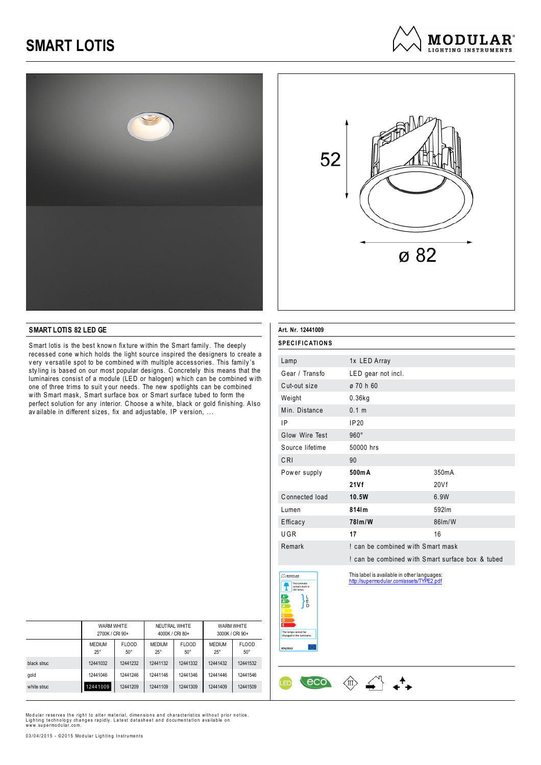# SMART LOTIS

MODULAR LIGHTING INSTRUMENTS

52

ø 82

## SMART LOTIS 82 LED GE

Smart lotis is the best known fixture within the Smart family. The deeply recessed cone which holds the light source inspired the designers to create a very versatile spot to be combined with multiple accessories. This family's styling is based on our most popular designs. Concretely this means that the luminaires consist of a module (LED or halogen) which can be combined with one of three trims to suit your needs. The new spotlights can be combined with Smart mask, Smart surface box or Smart surface tubed to form the perfect solution for any interior. Choose a white, black or gold finishing. Also available in different sizes, fix and adjustable, IP version, ...

|  | WARM WHITE 2700K / CRI 90+ |  | NEUTRAL WHITE 4000K / CRI 80+ |  | WARM WHITE 3000K / CRI 90+ |  |
|---|---|---|---|---|---|---|
|  | MEDIUM 25° | FLOOD 50° | MEDIUM 25° | FLOOD 50° | MEDIUM 25° | FLOOD 50° |
| black struc | 12441032 | 12441232 | 12441132 | 12441332 | 12441432 | 12441532 |
| gold | 12441046 | 12441246 | 12441146 | 12441346 | 12441446 | 12441546 |
| white struc | **12441009** | 12441209 | 12441109 | 12441309 | 12441409 | 12441509 |

**Art. Nr. 12441009**

### SPECIFICATIONS

| | | |
|---|---|---|
| Lamp | 1x LED Array | |
| Gear / Transfo | LED gear not incl. | |
| Cut-out size | ø 70 h 60 | |
| Weight | 0.36kg | |
| Min. Distance | 0.1 m | |
| IP | IP20 | |
| Glow Wire Test | 960° | |
| Source lifetime | 50000 hrs | |
| CRI | 90 | |
| Power supply | **500mA** | 350mA |
| | **21Vf** | 20Vf |
| Connected load | **10.5W** | 6.9W |
| Lumen | **814lm** | 592lm |
| Efficacy | **78lm/W** | 86lm/W |
| UGR | **17** | 16 |
| Remark | ! can be combined with Smart mask | |
| | ! can be combined with Smart surface box & tubed | |

This label is available in other languages: http://supermodular.com/assets/TYPE2.pdf

Modular reserves the right to alter material, dimensions and characteristics without prior notice. Lighting technology changes rapidly. Latest datasheet and documentation available on www.supermodular.com.

03/04/2015 - ©2015 Modular Lighting Instruments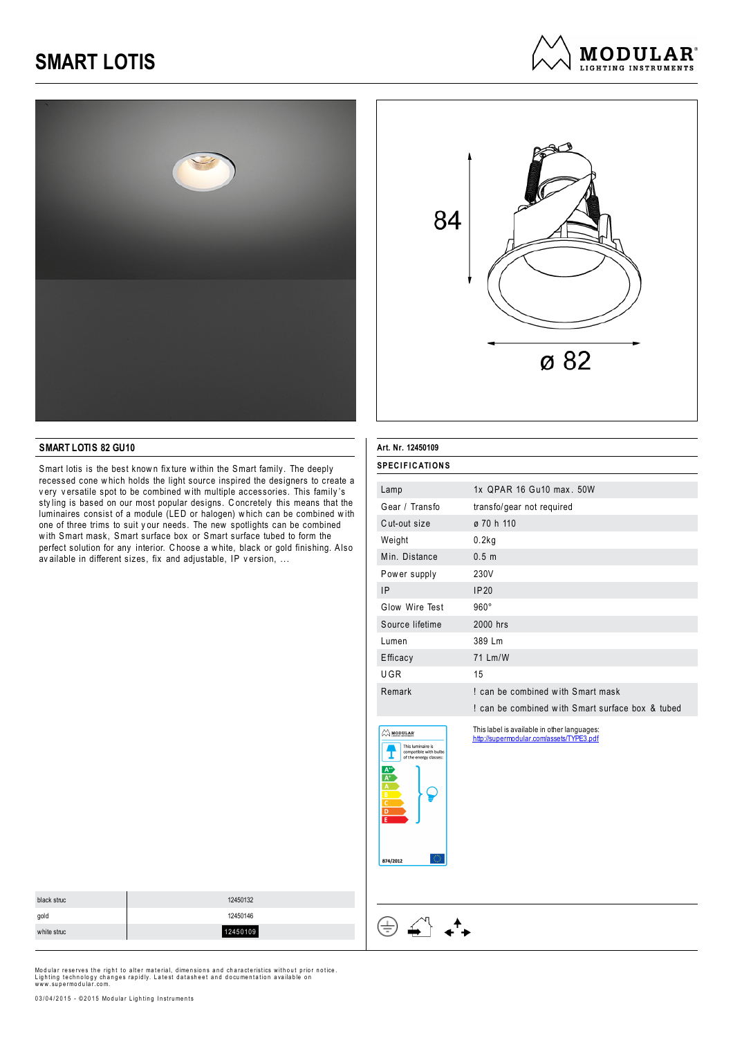# SMART LOTIS

84

ø 82

## SMART LOTIS 82 GU10

Smart lotis is the best known fixture within the Smart family. The deeply recessed cone which holds the light source inspired the designers to create a very versatile spot to be combined with multiple accessories. This family's styling is based on our most popular designs. Concretely this means that the luminaires consist of a module (LED or halogen) which can be combined with one of three trims to suit your needs. The new spotlights can be combined with Smart mask, Smart surface box or Smart surface tubed to form the perfect solution for any interior. Choose a white, black or gold finishing. Also available in different sizes, fix and adjustable, IP version, ...

| | |
|---|---|
| black struc | 12450132 |
| gold | 12450146 |
| white struc | 12450109 |

**Art. Nr. 12450109**

**SPECIFICATIONS**

| | |
|---|---|
| Lamp | 1x QPAR 16 Gu10 max. 50W |
| Gear / Transfo | transfo/gear not required |
| Cut-out size | ø 70 h 110 |
| Weight | 0.2kg |
| Min. Distance | 0.5 m |
| Power supply | 230V |
| IP | IP20 |
| Glow Wire Test | 960° |
| Source lifetime | 2000 hrs |
| Lumen | 389 Lm |
| Efficacy | 71 Lm/W |
| UGR | 15 |
| Remark | ! can be combined with Smart mask |
| | ! can be combined with Smart surface box & tubed |

This luminaire is compatible with bulbs of the energy classes: A++, A+, A, B, C, D, E

874/2012

This label is available in other languages:
http://supermodular.com/assets/TYPE3.pdf

Modular reserves the right to alter material, dimensions and characteristics without prior notice. Lighting technology changes rapidly. Latest datasheet and documentation available on www.supermodular.com.

03/04/2015 - ©2015 Modular Lighting Instruments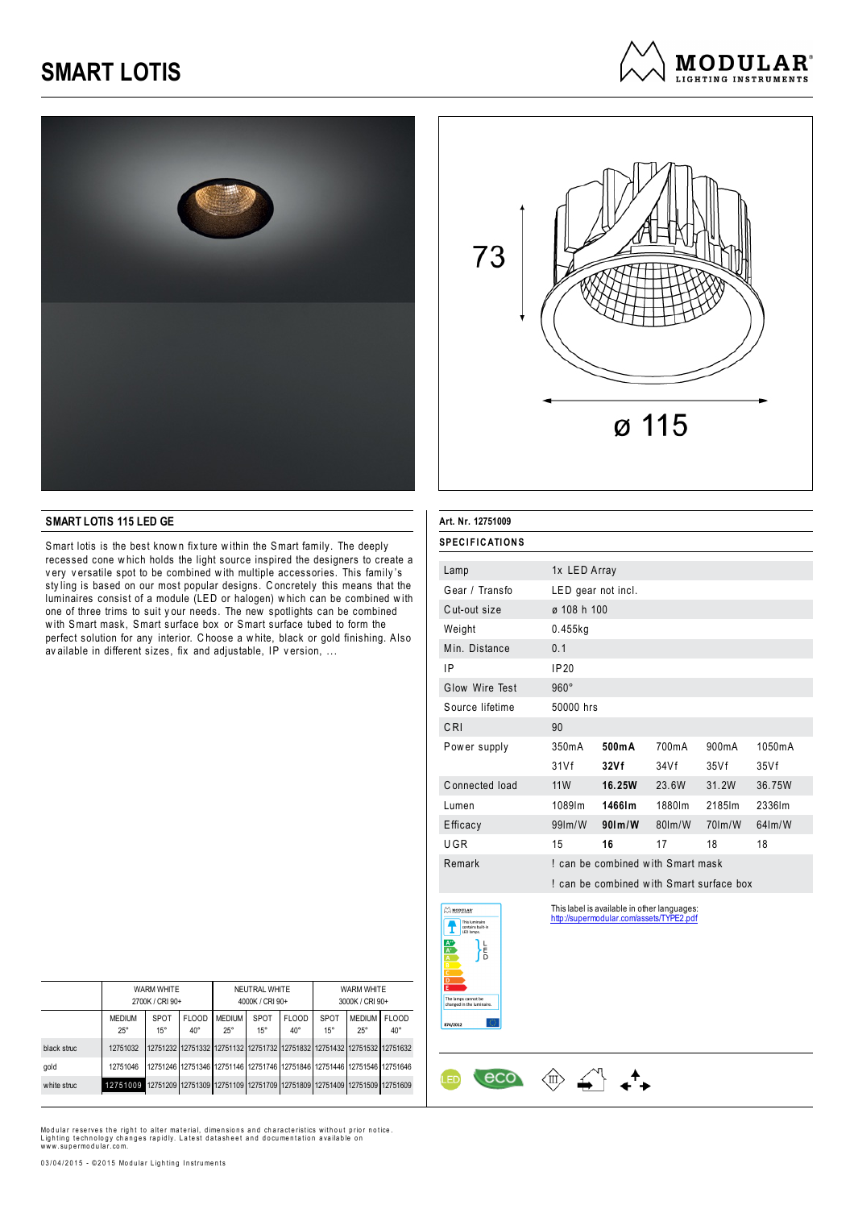# SMART LOTIS

73

ø 115

## SMART LOTIS 115 LED GE

Smart lotis is the best known fixture within the Smart family. The deeply recessed cone which holds the light source inspired the designers to create a very versatile spot to be combined with multiple accessories. This family's styling is based on our most popular designs. Concretely this means that the luminaires consist of a module (LED or halogen) which can be combined with one of three trims to suit your needs. The new spotlights can be combined with Smart mask, Smart surface box or Smart surface tubed to form the perfect solution for any interior. Choose a white, black or gold finishing. Also available in different sizes, fix and adjustable, IP version, ...

| | WARM WHITE 2700K / CRI 90+ | | | NEUTRAL WHITE 4000K / CRI 90+ | | | WARM WHITE 3000K / CRI 90+ | | |
|---|---|---|---|---|---|---|---|---|---|
| | MEDIUM 25° | SPOT 15° | FLOOD 40° | MEDIUM 25° | SPOT 15° | FLOOD 40° | SPOT 15° | MEDIUM 25° | FLOOD 40° |
| black struc | 12751032 | 12751232 | 12751332 | 12751132 | 12751732 | 12751832 | 12751432 | 12751532 | 12751632 |
| gold | 12751046 | 12751246 | 12751346 | 12751146 | 12751746 | 12751846 | 12751446 | 12751546 | 12751646 |
| white struc | **12751009** | 12751209 | 12751309 | 12751109 | 12751709 | 12751809 | 12751409 | 12751509 | 12751609 |

**Art. Nr. 12751009**

### SPECIFICATIONS

| | | | | | |
|---|---|---|---|---|---|
| Lamp | 1x LED Array | | | | |
| Gear / Transfo | LED gear not incl. | | | | |
| Cut-out size | ø 108 h 100 | | | | |
| Weight | 0.455kg | | | | |
| Min. Distance | 0.1 | | | | |
| IP | IP20 | | | | |
| Glow Wire Test | 960° | | | | |
| Source lifetime | 50000 hrs | | | | |
| CRI | 90 | | | | |
| Power supply | 350mA | **500mA** | 700mA | 900mA | 1050mA |
| | 31Vf | **32Vf** | 34Vf | 35Vf | 35Vf |
| Connected load | 11W | **16.25W** | 23.6W | 31.2W | 36.75W |
| Lumen | 1089lm | **1466lm** | 1880lm | 2185lm | 2336lm |
| Efficacy | 99lm/W | **90lm/W** | 80lm/W | 70lm/W | 64lm/W |
| UGR | 15 | **16** | 17 | 18 | 18 |
| Remark | ! can be combined with Smart mask | | | | |
| | ! can be combined with Smart surface box | | | | |

This label is available in other languages: http://supermodular.com/assets/TYPE2.pdf

Modular reserves the right to alter material, dimensions and characteristics without prior notice. Lighting technology changes rapidly. Latest datasheet and documentation available on www.supermodular.com.

03/04/2015 - ©2015 Modular Lighting Instruments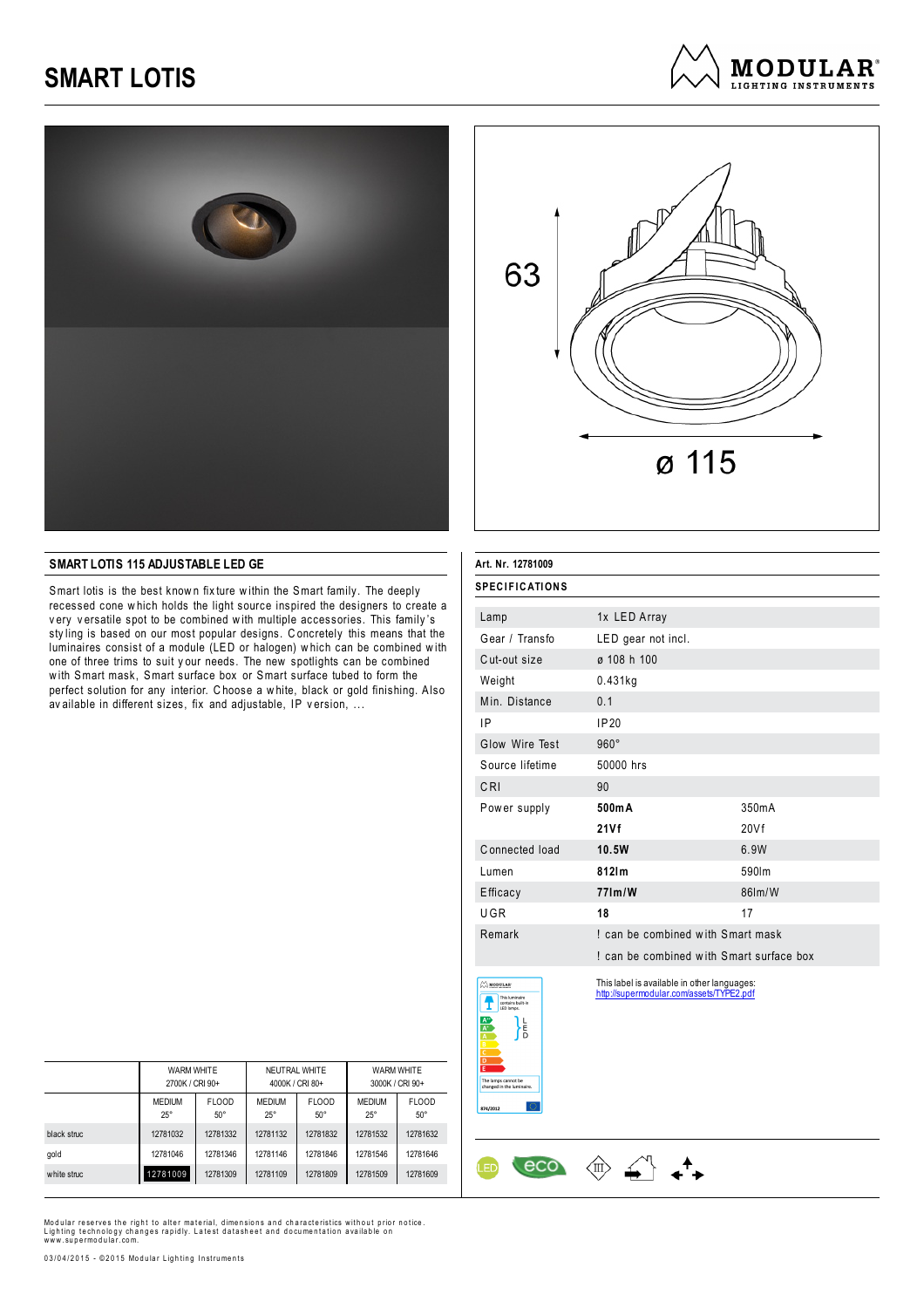# SMART LOTIS

63

ø 115

## SMART LOTIS 115 ADJUSTABLE LED GE

Smart lotis is the best known fixture within the Smart family. The deeply recessed cone which holds the light source inspired the designers to create a very versatile spot to be combined with multiple accessories. This family's styling is based on our most popular designs. Concretely this means that the luminaires consist of a module (LED or halogen) which can be combined with one of three trims to suit your needs. The new spotlights can be combined with Smart mask, Smart surface box or Smart surface tubed to form the perfect solution for any interior. Choose a white, black or gold finishing. Also available in different sizes, fix and adjustable, IP version, ...

| | WARM WHITE 2700K / CRI 90+ | | NEUTRAL WHITE 4000K / CRI 80+ | | WARM WHITE 3000K / CRI 90+ | |
|---|---|---|---|---|---|---|
| | MEDIUM 25° | FLOOD 50° | MEDIUM 25° | FLOOD 50° | MEDIUM 25° | FLOOD 50° |
| black struc | 12781032 | 12781332 | 12781132 | 12781832 | 12781532 | 12781632 |
| gold | 12781046 | 12781346 | 12781146 | 12781846 | 12781546 | 12781646 |
| white struc | **12781009** | 12781309 | 12781109 | 12781809 | 12781509 | 12781609 |

**Art. Nr. 12781009**

### SPECIFICATIONS

| | | |
|---|---|---|
| Lamp | 1x LED Array | |
| Gear / Transfo | LED gear not incl. | |
| Cut-out size | ø 108 h 100 | |
| Weight | 0.431kg | |
| Min. Distance | 0.1 | |
| IP | IP20 | |
| Glow Wire Test | 960° | |
| Source lifetime | 50000 hrs | |
| CRI | 90 | |
| Power supply | **500mA** | 350mA |
| | **21Vf** | 20Vf |
| Connected load | **10.5W** | 6.9W |
| Lumen | **812lm** | 590lm |
| Efficacy | **77lm/W** | 86lm/W |
| UGR | **18** | 17 |
| Remark | ! can be combined with Smart mask | |
| | ! can be combined with Smart surface box | |

This luminaire contains built-in LED lamps. The lamps cannot be changed in the luminaire. 874/2012

This label is available in other languages: http://supermodular.com/assets/TYPE2.pdf

Modular reserves the right to alter material, dimensions and characteristics without prior notice. Lighting technology changes rapidly. Latest datasheet and documentation available on www.supermodular.com.

03/04/2015 - ©2015 Modular Lighting Instruments